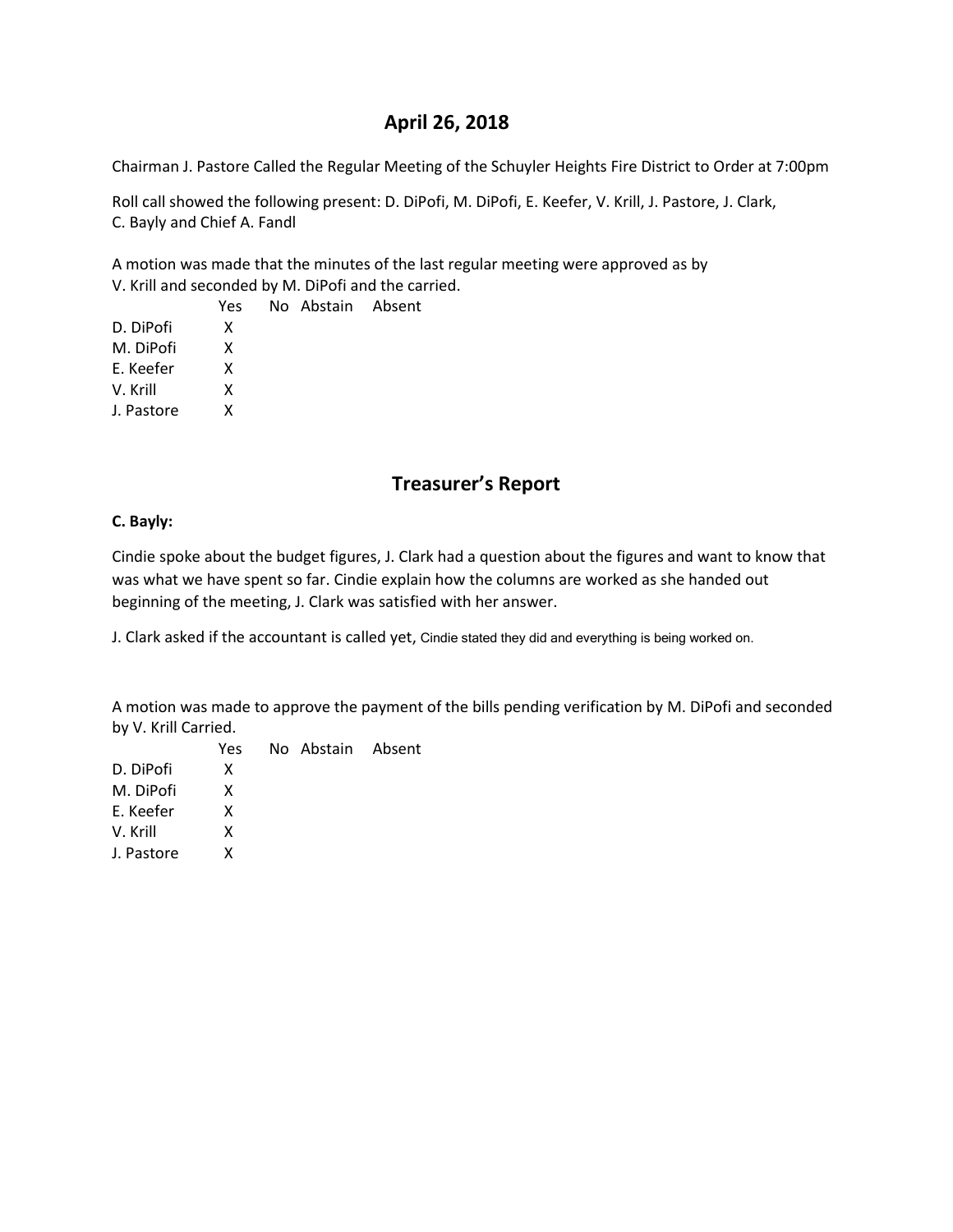# April 26, 2018

Chairman J. Pastore Called the Regular Meeting of the Schuyler Heights Fire District to Order at 7:00pm

Roll call showed the following present: D. DiPofi, M. DiPofi, E. Keefer, V. Krill, J. Pastore, J. Clark, C. Bayly and Chief A. Fandl

A motion was made that the minutes of the last regular meeting were approved as by V. Krill and seconded by M. DiPofi and the carried.

| | Yes | No | Abstain | Absent |
|---|---|---|---|---|
| D. DiPofi | X | | | |
| M. DiPofi | X | | | |
| E. Keefer | X | | | |
| V. Krill | X | | | |
| J. Pastore | X | | | |

# Treasurer's Report

**C. Bayly:**

Cindie spoke about the budget figures, J. Clark had a question about the figures and want to know that was what we have spent so far. Cindie explain how the columns are worked as she handed out beginning of the meeting, J. Clark was satisfied with her answer.

J. Clark asked if the accountant is called yet, Cindie stated they did and everything is being worked on.

A motion was made to approve the payment of the bills pending verification by M. DiPofi and seconded by V. Krill Carried.

| | Yes | No | Abstain | Absent |
|---|---|---|---|---|
| D. DiPofi | X | | | |
| M. DiPofi | X | | | |
| E. Keefer | X | | | |
| V. Krill | X | | | |
| J. Pastore | X | | | |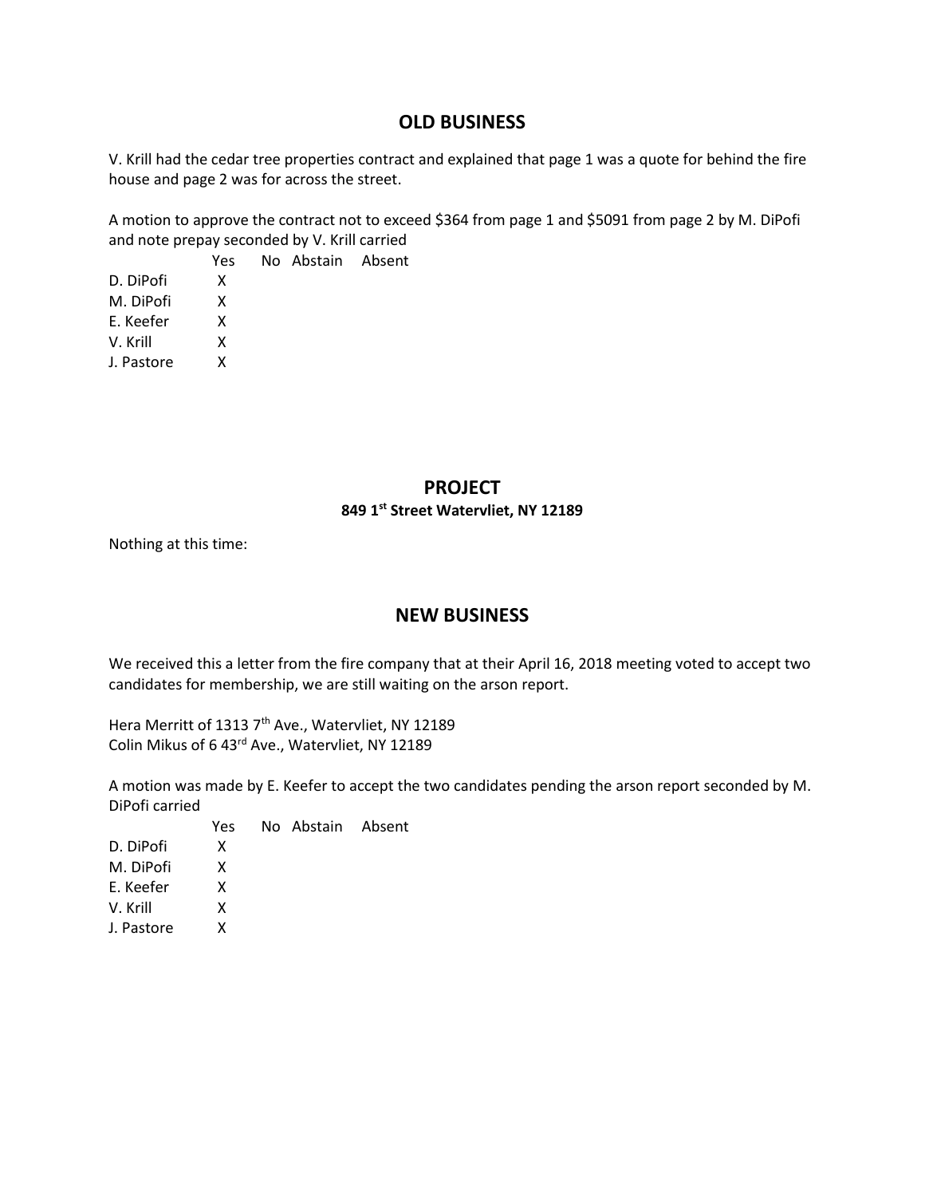## OLD BUSINESS

V. Krill had the cedar tree properties contract and explained that page 1 was a quote for behind the fire house and page 2 was for across the street.

A motion to approve the contract not to exceed $364 from page 1 and $5091 from page 2 by M. DiPofi and note prepay seconded by V. Krill carried

| | Yes | No | Abstain | Absent |
|---|---|---|---|---|
| D. DiPofi | X | | | |
| M. DiPofi | X | | | |
| E. Keefer | X | | | |
| V. Krill | X | | | |
| J. Pastore | X | | | |

## PROJECT

### 849 1st Street Watervliet, NY 12189

Nothing at this time:

## NEW BUSINESS

We received this a letter from the fire company that at their April 16, 2018 meeting voted to accept two candidates for membership, we are still waiting on the arson report.

Hera Merritt of 1313 7th Ave., Watervliet, NY 12189
Colin Mikus of 6 43rd Ave., Watervliet, NY 12189

A motion was made by E. Keefer to accept the two candidates pending the arson report seconded by M. DiPofi carried

| | Yes | No | Abstain | Absent |
|---|---|---|---|---|
| D. DiPofi | X | | | |
| M. DiPofi | X | | | |
| E. Keefer | X | | | |
| V. Krill | X | | | |
| J. Pastore | X | | | |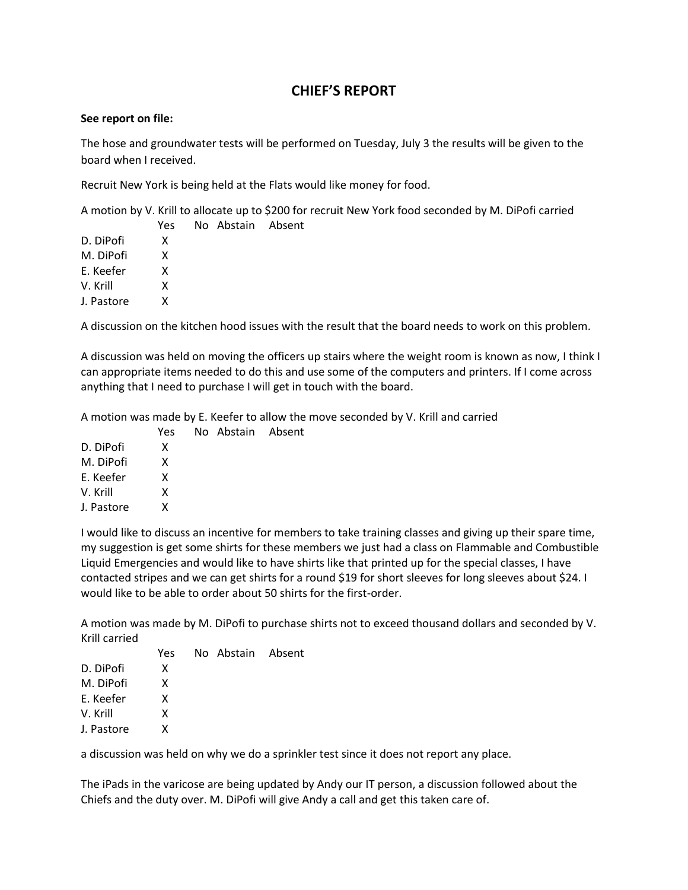# CHIEF'S REPORT

**See report on file:**

The hose and groundwater tests will be performed on Tuesday, July 3 the results will be given to the board when I received.

Recruit New York is being held at the Flats would like money for food.

A motion by V. Krill to allocate up to $200 for recruit New York food seconded by M. DiPofi carried

| | Yes | No | Abstain | Absent |
|---|---|---|---|---|
| D. DiPofi | X | | | |
| M. DiPofi | X | | | |
| E. Keefer | X | | | |
| V. Krill | X | | | |
| J. Pastore | X | | | |

A discussion on the kitchen hood issues with the result that the board needs to work on this problem.

A discussion was held on moving the officers up stairs where the weight room is known as now, I think I can appropriate items needed to do this and use some of the computers and printers. If I come across anything that I need to purchase I will get in touch with the board.

A motion was made by E. Keefer to allow the move seconded by V. Krill and carried

| | Yes | No | Abstain | Absent |
|---|---|---|---|---|
| D. DiPofi | X | | | |
| M. DiPofi | X | | | |
| E. Keefer | X | | | |
| V. Krill | X | | | |
| J. Pastore | X | | | |

I would like to discuss an incentive for members to take training classes and giving up their spare time, my suggestion is get some shirts for these members we just had a class on Flammable and Combustible Liquid Emergencies and would like to have shirts like that printed up for the special classes, I have contacted stripes and we can get shirts for a round $19 for short sleeves for long sleeves about $24. I would like to be able to order about 50 shirts for the first-order.

A motion was made by M. DiPofi to purchase shirts not to exceed thousand dollars and seconded by V. Krill carried

| | Yes | No | Abstain | Absent |
|---|---|---|---|---|
| D. DiPofi | X | | | |
| M. DiPofi | X | | | |
| E. Keefer | X | | | |
| V. Krill | X | | | |
| J. Pastore | X | | | |

a discussion was held on why we do a sprinkler test since it does not report any place.

The iPads in the varicose are being updated by Andy our IT person, a discussion followed about the Chiefs and the duty over. M. DiPofi will give Andy a call and get this taken care of.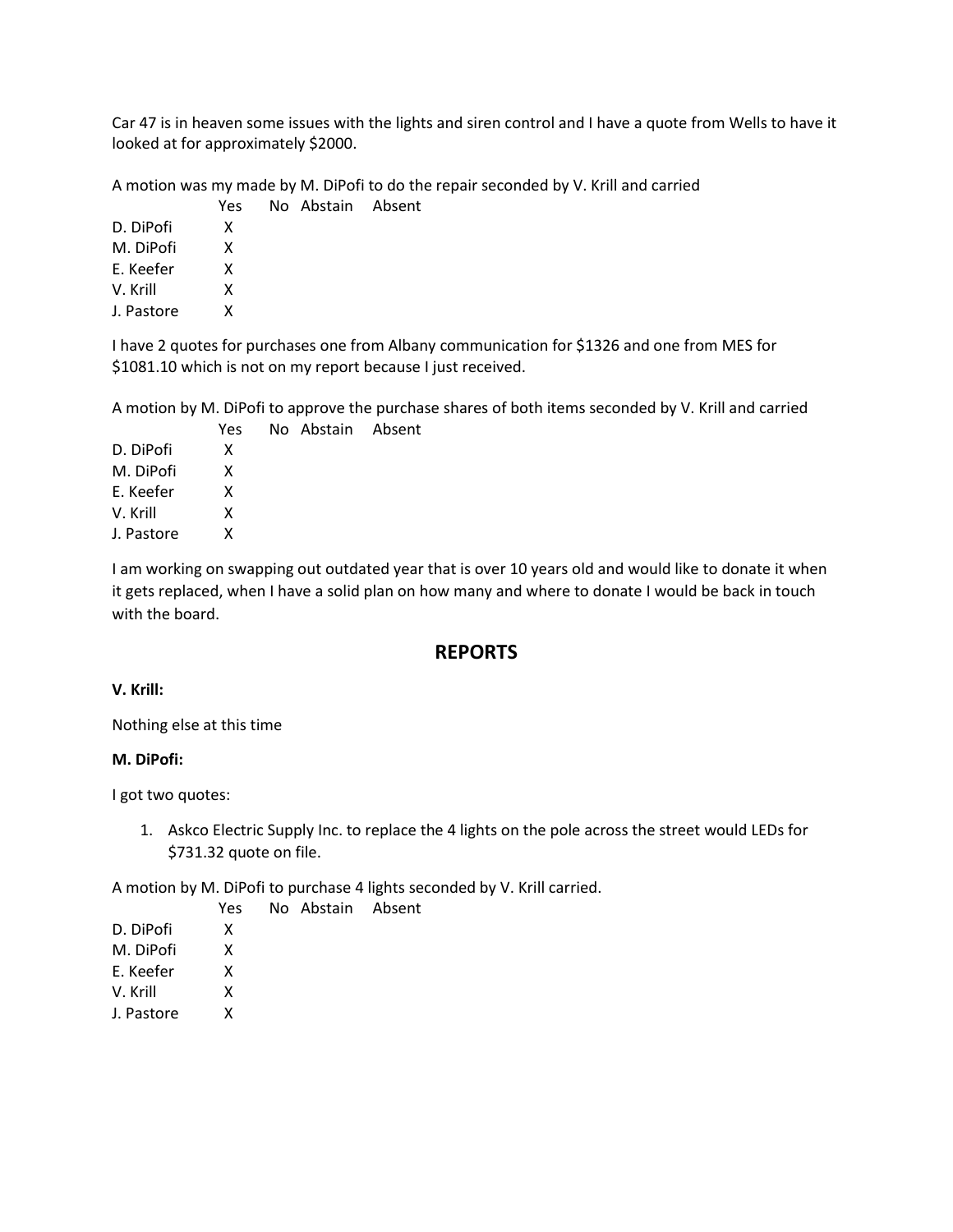Car 47 is in heaven some issues with the lights and siren control and I have a quote from Wells to have it looked at for approximately $2000.

A motion was my made by M. DiPofi to do the repair seconded by V. Krill and carried

| | Yes | No | Abstain | Absent |
|---|---|---|---|---|
| D. DiPofi | X | | | |
| M. DiPofi | X | | | |
| E. Keefer | X | | | |
| V. Krill | X | | | |
| J. Pastore | X | | | |

I have 2 quotes for purchases one from Albany communication for $1326 and one from MES for $1081.10 which is not on my report because I just received.

A motion by M. DiPofi to approve the purchase shares of both items seconded by V. Krill and carried

| | Yes | No | Abstain | Absent |
|---|---|---|---|---|
| D. DiPofi | X | | | |
| M. DiPofi | X | | | |
| E. Keefer | X | | | |
| V. Krill | X | | | |
| J. Pastore | X | | | |

I am working on swapping out outdated year that is over 10 years old and would like to donate it when it gets replaced, when I have a solid plan on how many and where to donate I would be back in touch with the board.

## REPORTS

**V. Krill:**

Nothing else at this time

**M. DiPofi:**

I got two quotes:

1. Askco Electric Supply Inc. to replace the 4 lights on the pole across the street would LEDs for $731.32 quote on file.

A motion by M. DiPofi to purchase 4 lights seconded by V. Krill carried.

| | Yes | No | Abstain | Absent |
|---|---|---|---|---|
| D. DiPofi | X | | | |
| M. DiPofi | X | | | |
| E. Keefer | X | | | |
| V. Krill | X | | | |
| J. Pastore | X | | | |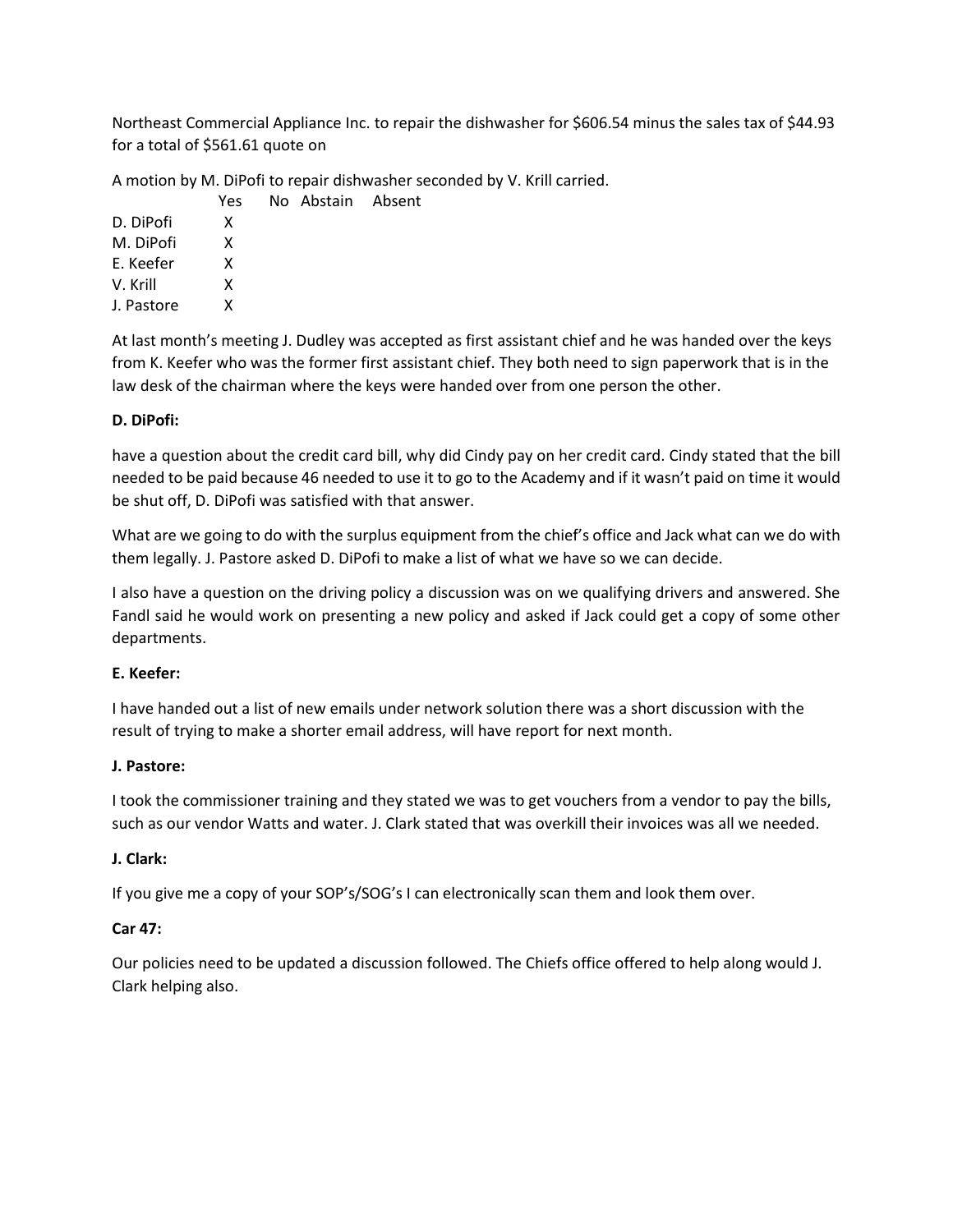Northeast Commercial Appliance Inc. to repair the dishwasher for $606.54 minus the sales tax of $44.93 for a total of $561.61 quote on

A motion by M. DiPofi to repair dishwasher seconded by V. Krill carried.

| | Yes | No | Abstain | Absent |
|---|---|---|---|---|
| D. DiPofi | X | | | |
| M. DiPofi | X | | | |
| E. Keefer | X | | | |
| V. Krill | X | | | |
| J. Pastore | X | | | |

At last month's meeting J. Dudley was accepted as first assistant chief and he was handed over the keys from K. Keefer who was the former first assistant chief. They both need to sign paperwork that is in the law desk of the chairman where the keys were handed over from one person the other.

**D. DiPofi:**

have a question about the credit card bill, why did Cindy pay on her credit card. Cindy stated that the bill needed to be paid because 46 needed to use it to go to the Academy and if it wasn't paid on time it would be shut off, D. DiPofi was satisfied with that answer.

What are we going to do with the surplus equipment from the chief's office and Jack what can we do with them legally. J. Pastore asked D. DiPofi to make a list of what we have so we can decide.

I also have a question on the driving policy a discussion was on we qualifying drivers and answered. She Fandl said he would work on presenting a new policy and asked if Jack could get a copy of some other departments.

**E. Keefer:**

I have handed out a list of new emails under network solution there was a short discussion with the result of trying to make a shorter email address, will have report for next month.

**J. Pastore:**

I took the commissioner training and they stated we was to get vouchers from a vendor to pay the bills, such as our vendor Watts and water. J. Clark stated that was overkill their invoices was all we needed.

**J. Clark:**

If you give me a copy of your SOP's/SOG's I can electronically scan them and look them over.

**Car 47:**

Our policies need to be updated a discussion followed. The Chiefs office offered to help along would J. Clark helping also.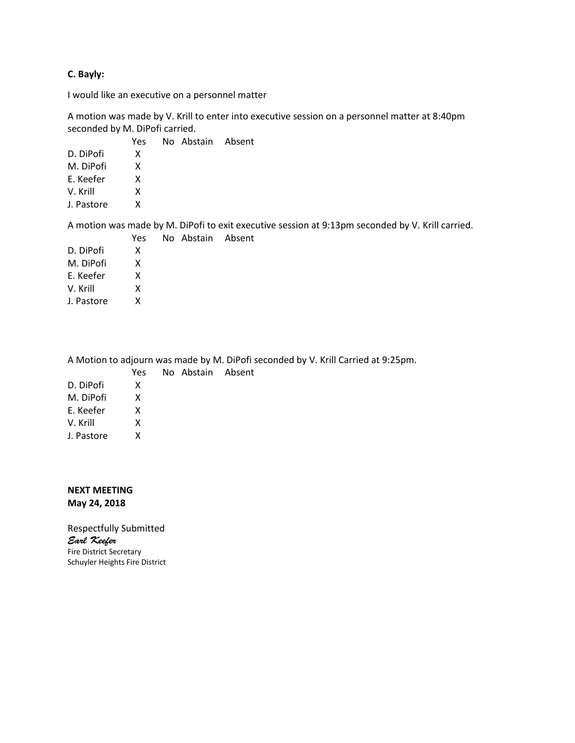**C. Bayly:**

I would like an executive on a personnel matter

A motion was made by V. Krill to enter into executive session on a personnel matter at 8:40pm seconded by M. DiPofi carried.

| | Yes | No | Abstain | Absent |
|---|---|---|---|---|
| D. DiPofi | X | | | |
| M. DiPofi | X | | | |
| E. Keefer | X | | | |
| V. Krill | X | | | |
| J. Pastore | X | | | |

A motion was made by M. DiPofi to exit executive session at 9:13pm seconded by V. Krill carried.

| | Yes | No | Abstain | Absent |
|---|---|---|---|---|
| D. DiPofi | X | | | |
| M. DiPofi | X | | | |
| E. Keefer | X | | | |
| V. Krill | X | | | |
| J. Pastore | X | | | |

A Motion to adjourn was made by M. DiPofi seconded by V. Krill Carried at 9:25pm.

| | Yes | No | Abstain | Absent |
|---|---|---|---|---|
| D. DiPofi | X | | | |
| M. DiPofi | X | | | |
| E. Keefer | X | | | |
| V. Krill | X | | | |
| J. Pastore | X | | | |

**NEXT MEETING**
**May 24, 2018**

Respectfully Submitted
*Earl Keefer*
Fire District Secretary
Schuyler Heights Fire District